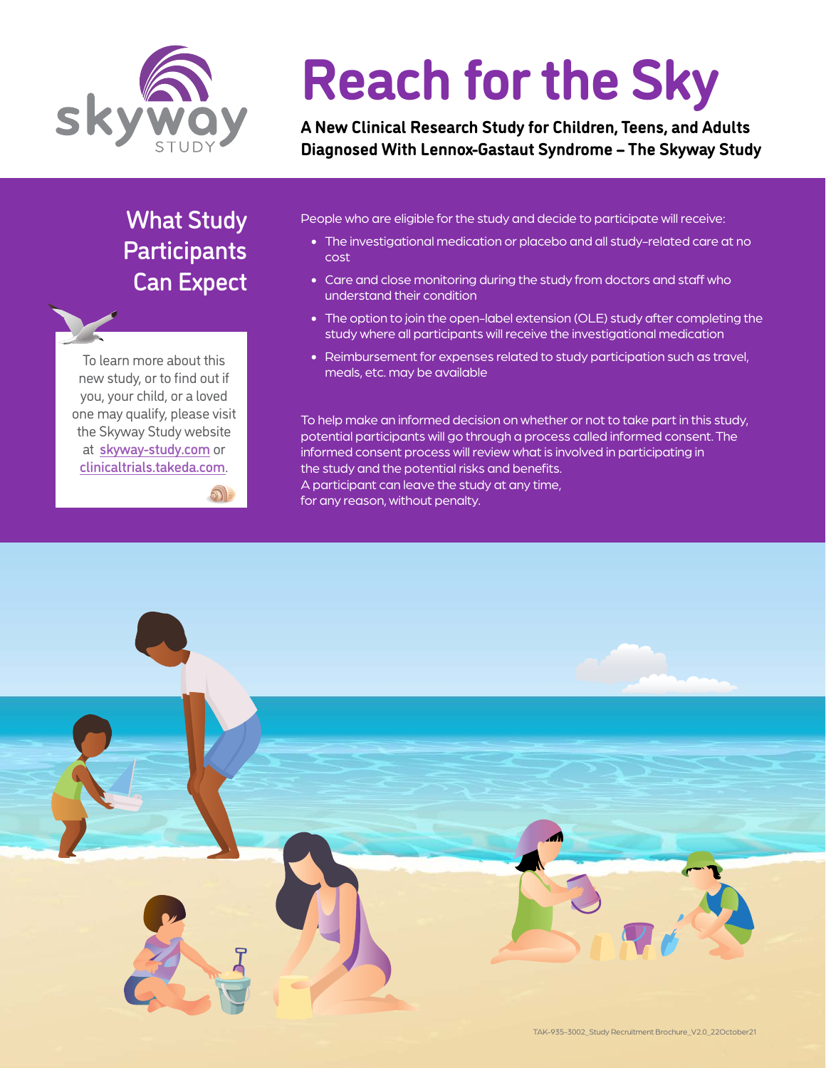skyway STUDY

# Reach for the Sky

**A New Clinical Research Study for Children, Teens, and Adults Diagnosed With Lennox-Gastaut Syndrome – The Skyway Study**

## What Study Participants Can Expect

To learn more about this new study, or to find out if you, your child, or a loved one may qualify, please visit the Skyway Study website at skyway-study.com or clinicaltrials.takeda.com.

People who are eligible for the study and decide to participate will receive:

- The investigational medication or placebo and all study-related care at no cost
- Care and close monitoring during the study from doctors and staff who understand their condition
- The option to join the open-label extension (OLE) study after completing the study where all participants will receive the investigational medication
- Reimbursement for expenses related to study participation such as travel, meals, etc. may be available

To help make an informed decision on whether or not to take part in this study, potential participants will go through a process called informed consent. The informed consent process will review what is involved in participating in the study and the potential risks and benefits. A participant can leave the study at any time, for any reason, without penalty.

TAK-935-3002_Study Recruitment Brochure_V2.0_22October21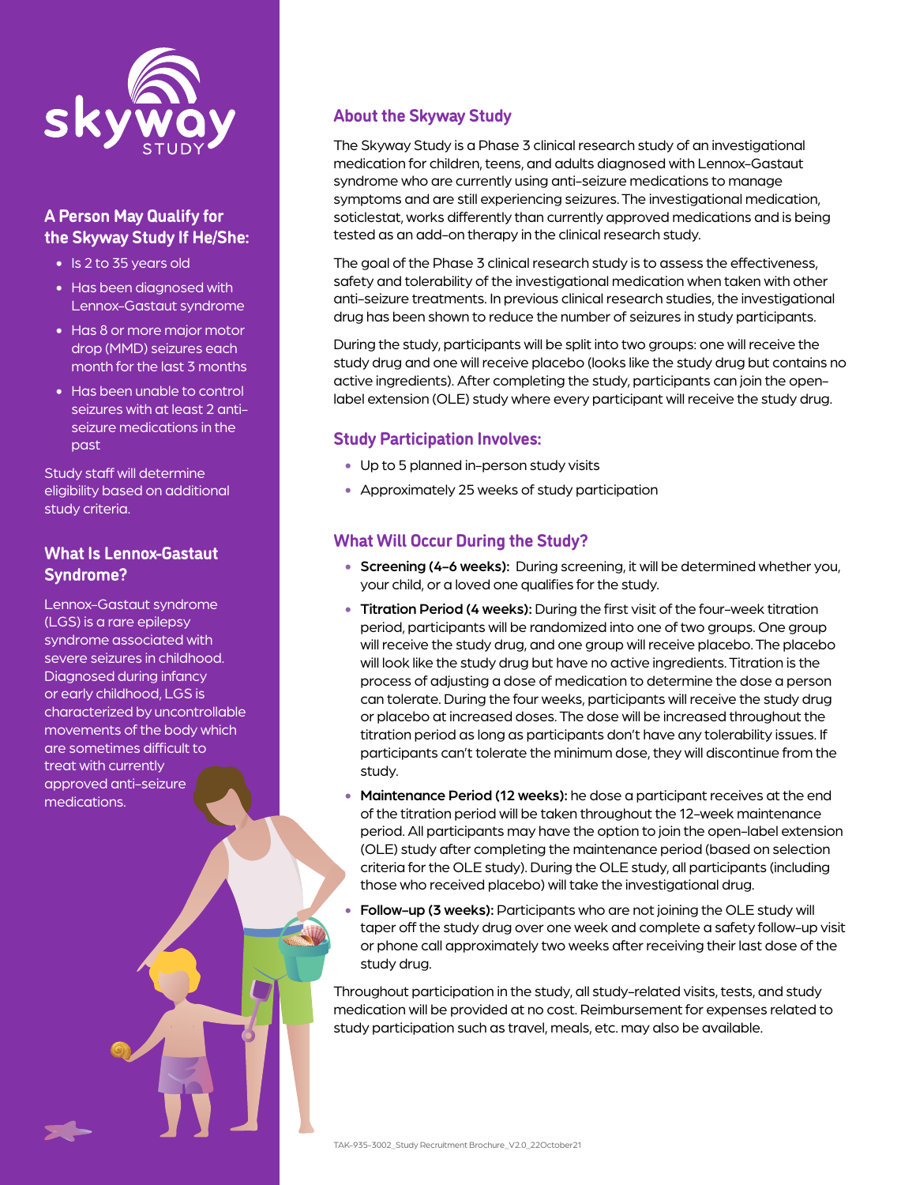skyway STUDY

## A Person May Qualify for the Skyway Study If He/She:

- Is 2 to 35 years old
- Has been diagnosed with Lennox-Gastaut syndrome
- Has 8 or more major motor drop (MMD) seizures each month for the last 3 months
- Has been unable to control seizures with at least 2 anti-seizure medications in the past

Study staff will determine eligibility based on additional study criteria.

## What Is Lennox-Gastaut Syndrome?

Lennox-Gastaut syndrome (LGS) is a rare epilepsy syndrome associated with severe seizures in childhood. Diagnosed during infancy or early childhood, LGS is characterized by uncontrollable movements of the body which are sometimes difficult to treat with currently approved anti-seizure medications.

## About the Skyway Study

The Skyway Study is a Phase 3 clinical research study of an investigational medication for children, teens, and adults diagnosed with Lennox-Gastaut syndrome who are currently using anti-seizure medications to manage symptoms and are still experiencing seizures. The investigational medication, soticlestat, works differently than currently approved medications and is being tested as an add-on therapy in the clinical research study.

The goal of the Phase 3 clinical research study is to assess the effectiveness, safety and tolerability of the investigational medication when taken with other anti-seizure treatments. In previous clinical research studies, the investigational drug has been shown to reduce the number of seizures in study participants.

During the study, participants will be split into two groups: one will receive the study drug and one will receive placebo (looks like the study drug but contains no active ingredients). After completing the study, participants can join the open-label extension (OLE) study where every participant will receive the study drug.

## Study Participation Involves:

- Up to 5 planned in-person study visits
- Approximately 25 weeks of study participation

## What Will Occur During the Study?

- **Screening (4-6 weeks):** During screening, it will be determined whether you, your child, or a loved one qualifies for the study.
- **Titration Period (4 weeks):** During the first visit of the four-week titration period, participants will be randomized into one of two groups. One group will receive the study drug, and one group will receive placebo. The placebo will look like the study drug but have no active ingredients. Titration is the process of adjusting a dose of medication to determine the dose a person can tolerate. During the four weeks, participants will receive the study drug or placebo at increased doses. The dose will be increased throughout the titration period as long as participants don't have any tolerability issues. If participants can't tolerate the minimum dose, they will discontinue from the study.
- **Maintenance Period (12 weeks):** he dose a participant receives at the end of the titration period will be taken throughout the 12-week maintenance period. All participants may have the option to join the open-label extension (OLE) study after completing the maintenance period (based on selection criteria for the OLE study). During the OLE study, all participants (including those who received placebo) will take the investigational drug.
- **Follow-up (3 weeks):** Participants who are not joining the OLE study will taper off the study drug over one week and complete a safety follow-up visit or phone call approximately two weeks after receiving their last dose of the study drug.

Throughout participation in the study, all study-related visits, tests, and study medication will be provided at no cost. Reimbursement for expenses related to study participation such as travel, meals, etc. may also be available.

TAK-935-3002_Study Recruitment Brochure_V2.0_22October21